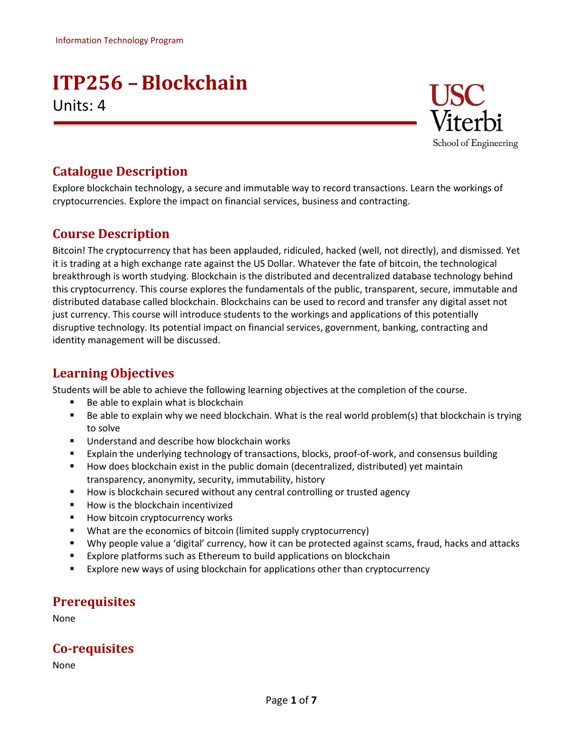Information Technology Program

# ITP256 – Blockchain

Units: 4

## Catalogue Description

Explore blockchain technology, a secure and immutable way to record transactions. Learn the workings of cryptocurrencies. Explore the impact on financial services, business and contracting.

## Course Description

Bitcoin! The cryptocurrency that has been applauded, ridiculed, hacked (well, not directly), and dismissed. Yet it is trading at a high exchange rate against the US Dollar. Whatever the fate of bitcoin, the technological breakthrough is worth studying. Blockchain is the distributed and decentralized database technology behind this cryptocurrency. This course explores the fundamentals of the public, transparent, secure, immutable and distributed database called blockchain. Blockchains can be used to record and transfer any digital asset not just currency. This course will introduce students to the workings and applications of this potentially disruptive technology. Its potential impact on financial services, government, banking, contracting and identity management will be discussed.

## Learning Objectives

Students will be able to achieve the following learning objectives at the completion of the course.

- Be able to explain what is blockchain
- Be able to explain why we need blockchain. What is the real world problem(s) that blockchain is trying to solve
- Understand and describe how blockchain works
- Explain the underlying technology of transactions, blocks, proof-of-work, and consensus building
- How does blockchain exist in the public domain (decentralized, distributed) yet maintain transparency, anonymity, security, immutability, history
- How is blockchain secured without any central controlling or trusted agency
- How is the blockchain incentivized
- How bitcoin cryptocurrency works
- What are the economics of bitcoin (limited supply cryptocurrency)
- Why people value a 'digital' currency, how it can be protected against scams, fraud, hacks and attacks
- Explore platforms such as Ethereum to build applications on blockchain
- Explore new ways of using blockchain for applications other than cryptocurrency

## Prerequisites

None

## Co-requisites

None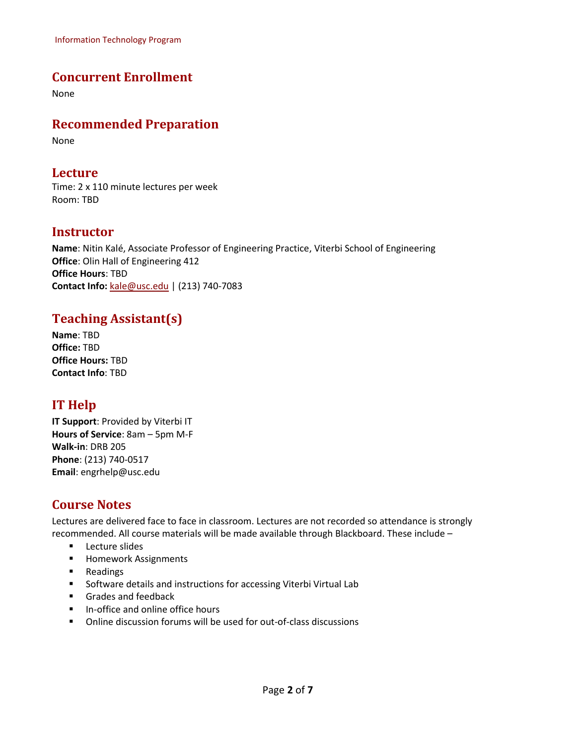## Concurrent Enrollment

None

## Recommended Preparation

None

## Lecture

Time: 2 x 110 minute lectures per week
Room: TBD

## Instructor

**Name**: Nitin Kalé, Associate Professor of Engineering Practice, Viterbi School of Engineering
**Office**: Olin Hall of Engineering 412
**Office Hours**: TBD
**Contact Info:** kale@usc.edu | (213) 740-7083

## Teaching Assistant(s)

**Name**: TBD
**Office:** TBD
**Office Hours:** TBD
**Contact Info**: TBD

## IT Help

**IT Support**: Provided by Viterbi IT
**Hours of Service**: 8am – 5pm M-F
**Walk-in**: DRB 205
**Phone**: (213) 740-0517
**Email**: engrhelp@usc.edu

## Course Notes

Lectures are delivered face to face in classroom. Lectures are not recorded so attendance is strongly recommended. All course materials will be made available through Blackboard. These include –

- Lecture slides
- Homework Assignments
- Readings
- Software details and instructions for accessing Viterbi Virtual Lab
- Grades and feedback
- In-office and online office hours
- Online discussion forums will be used for out-of-class discussions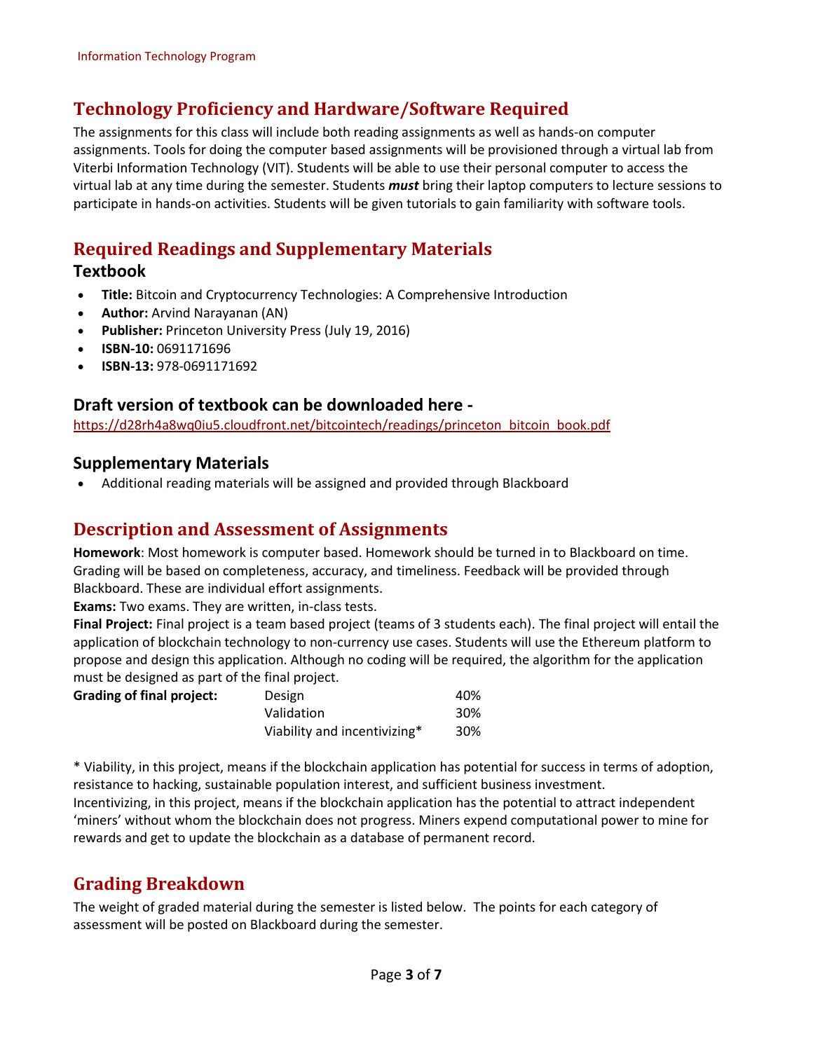## Technology Proficiency and Hardware/Software Required

The assignments for this class will include both reading assignments as well as hands-on computer assignments. Tools for doing the computer based assignments will be provisioned through a virtual lab from Viterbi Information Technology (VIT). Students will be able to use their personal computer to access the virtual lab at any time during the semester. Students ***must*** bring their laptop computers to lecture sessions to participate in hands-on activities. Students will be given tutorials to gain familiarity with software tools.

## Required Readings and Supplementary Materials

### Textbook

- **Title:** Bitcoin and Cryptocurrency Technologies: A Comprehensive Introduction
- **Author:** Arvind Narayanan (AN)
- **Publisher:** Princeton University Press (July 19, 2016)
- **ISBN-10:** 0691171696
- **ISBN-13:** 978-0691171692

### Draft version of textbook can be downloaded here -

https://d28rh4a8wq0iu5.cloudfront.net/bitcointech/readings/princeton_bitcoin_book.pdf

### Supplementary Materials

- Additional reading materials will be assigned and provided through Blackboard

## Description and Assessment of Assignments

**Homework**: Most homework is computer based. Homework should be turned in to Blackboard on time. Grading will be based on completeness, accuracy, and timeliness. Feedback will be provided through Blackboard. These are individual effort assignments.

**Exams:** Two exams. They are written, in-class tests.

**Final Project:** Final project is a team based project (teams of 3 students each). The final project will entail the application of blockchain technology to non-currency use cases. Students will use the Ethereum platform to propose and design this application. Although no coding will be required, the algorithm for the application must be designed as part of the final project.

| **Grading of final project:** | | |
|---|---|---|
| | Design | 40% |
| | Validation | 30% |
| | Viability and incentivizing* | 30% |

\* Viability, in this project, means if the blockchain application has potential for success in terms of adoption, resistance to hacking, sustainable population interest, and sufficient business investment.
Incentivizing, in this project, means if the blockchain application has the potential to attract independent 'miners' without whom the blockchain does not progress. Miners expend computational power to mine for rewards and get to update the blockchain as a database of permanent record.

## Grading Breakdown

The weight of graded material during the semester is listed below. The points for each category of assessment will be posted on Blackboard during the semester.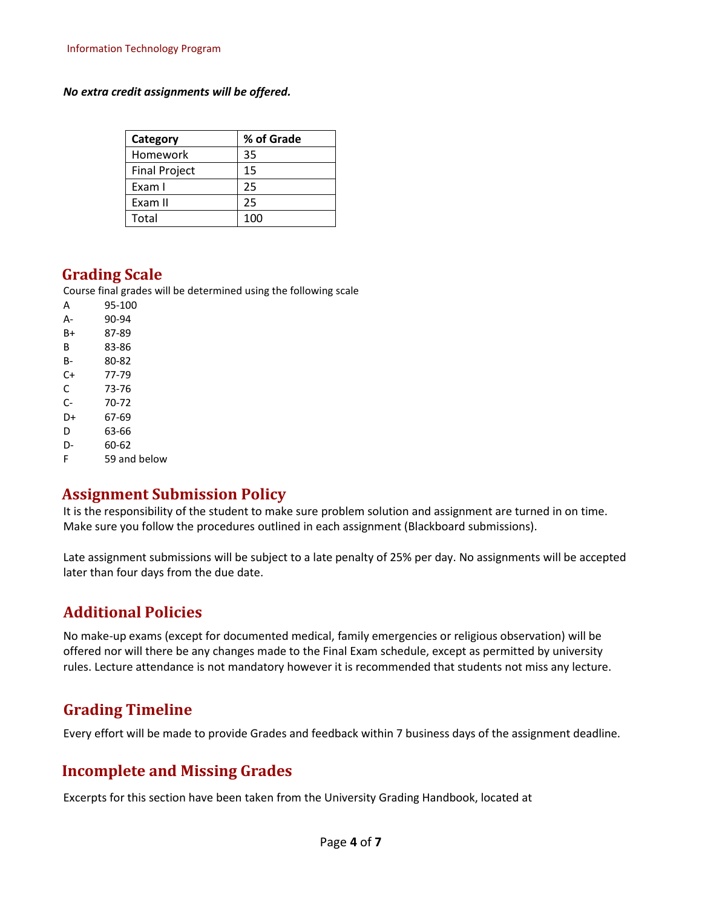***No extra credit assignments will be offered.***

| Category | % of Grade |
|---|---|
| Homework | 35 |
| Final Project | 15 |
| Exam I | 25 |
| Exam II | 25 |
| Total | 100 |

## Grading Scale

Course final grades will be determined using the following scale

| | |
|---|---|
| A | 95-100 |
| A- | 90-94 |
| B+ | 87-89 |
| B | 83-86 |
| B- | 80-82 |
| C+ | 77-79 |
| C | 73-76 |
| C- | 70-72 |
| D+ | 67-69 |
| D | 63-66 |
| D- | 60-62 |
| F | 59 and below |

## Assignment Submission Policy

It is the responsibility of the student to make sure problem solution and assignment are turned in on time. Make sure you follow the procedures outlined in each assignment (Blackboard submissions).

Late assignment submissions will be subject to a late penalty of 25% per day. No assignments will be accepted later than four days from the due date.

## Additional Policies

No make-up exams (except for documented medical, family emergencies or religious observation) will be offered nor will there be any changes made to the Final Exam schedule, except as permitted by university rules. Lecture attendance is not mandatory however it is recommended that students not miss any lecture.

## Grading Timeline

Every effort will be made to provide Grades and feedback within 7 business days of the assignment deadline.

## Incomplete and Missing Grades

Excerpts for this section have been taken from the University Grading Handbook, located at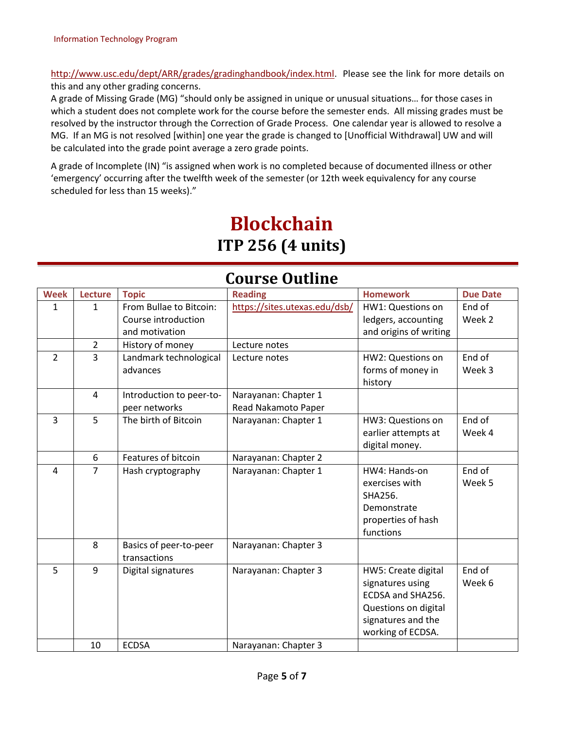http://www.usc.edu/dept/ARR/grades/gradinghandbook/index.html. Please see the link for more details on this and any other grading concerns.

A grade of Missing Grade (MG) "should only be assigned in unique or unusual situations… for those cases in which a student does not complete work for the course before the semester ends. All missing grades must be resolved by the instructor through the Correction of Grade Process. One calendar year is allowed to resolve a MG. If an MG is not resolved [within] one year the grade is changed to [Unofficial Withdrawal] UW and will be calculated into the grade point average a zero grade points.

A grade of Incomplete (IN) "is assigned when work is no completed because of documented illness or other 'emergency' occurring after the twelfth week of the semester (or 12th week equivalency for any course scheduled for less than 15 weeks)."

# Blockchain

## ITP 256 (4 units)

## Course Outline

| Week | Lecture | Topic | Reading | Homework | Due Date |
|---|---|---|---|---|---|
| 1 | 1 | From Bullae to Bitcoin: Course introduction and motivation | https://sites.utexas.edu/dsb/ | HW1: Questions on ledgers, accounting and origins of writing | End of Week 2 |
| | 2 | History of money | Lecture notes | | |
| 2 | 3 | Landmark technological advances | Lecture notes | HW2: Questions on forms of money in history | End of Week 3 |
| | 4 | Introduction to peer-to-peer networks | Narayanan: Chapter 1<br>Read Nakamoto Paper | | |
| 3 | 5 | The birth of Bitcoin | Narayanan: Chapter 1 | HW3: Questions on earlier attempts at digital money. | End of Week 4 |
| | 6 | Features of bitcoin | Narayanan: Chapter 2 | | |
| 4 | 7 | Hash cryptography | Narayanan: Chapter 1 | HW4: Hands-on exercises with SHA256. Demonstrate properties of hash functions | End of Week 5 |
| | 8 | Basics of peer-to-peer transactions | Narayanan: Chapter 3 | | |
| 5 | 9 | Digital signatures | Narayanan: Chapter 3 | HW5: Create digital signatures using ECDSA and SHA256. Questions on digital signatures and the working of ECDSA. | End of Week 6 |
| | 10 | ECDSA | Narayanan: Chapter 3 | | |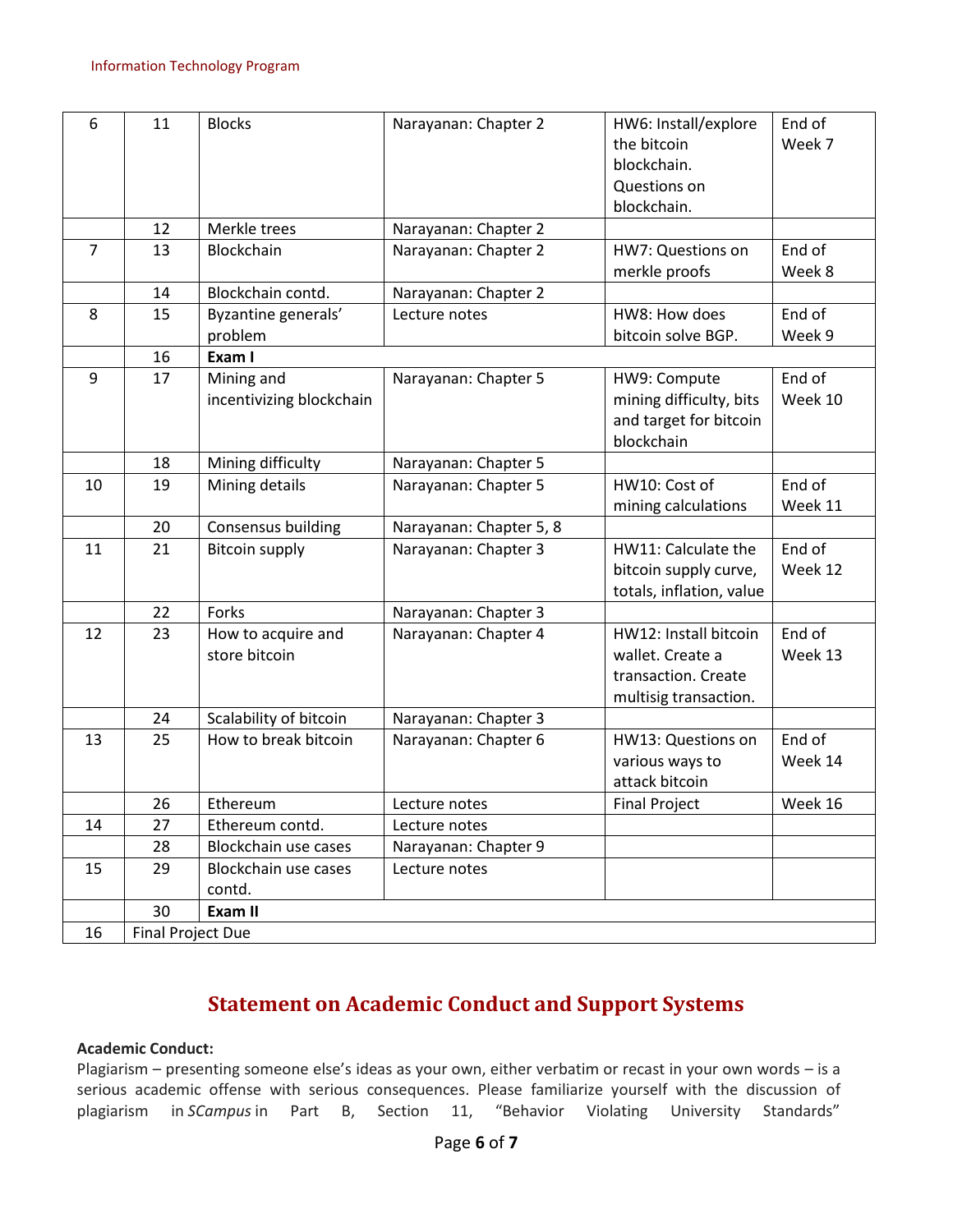| 6 | 11 | Blocks | Narayanan: Chapter 2 | HW6: Install/explore the bitcoin blockchain. Questions on blockchain. | End of Week 7 |
|---|---|---|---|---|---|
| | 12 | Merkle trees | Narayanan: Chapter 2 | | |
| 7 | 13 | Blockchain | Narayanan: Chapter 2 | HW7: Questions on merkle proofs | End of Week 8 |
| | 14 | Blockchain contd. | Narayanan: Chapter 2 | | |
| 8 | 15 | Byzantine generals' problem | Lecture notes | HW8: How does bitcoin solve BGP. | End of Week 9 |
| | 16 | **Exam I** | | | |
| 9 | 17 | Mining and incentivizing blockchain | Narayanan: Chapter 5 | HW9: Compute mining difficulty, bits and target for bitcoin blockchain | End of Week 10 |
| | 18 | Mining difficulty | Narayanan: Chapter 5 | | |
| 10 | 19 | Mining details | Narayanan: Chapter 5 | HW10: Cost of mining calculations | End of Week 11 |
| | 20 | Consensus building | Narayanan: Chapter 5, 8 | | |
| 11 | 21 | Bitcoin supply | Narayanan: Chapter 3 | HW11: Calculate the bitcoin supply curve, totals, inflation, value | End of Week 12 |
| | 22 | Forks | Narayanan: Chapter 3 | | |
| 12 | 23 | How to acquire and store bitcoin | Narayanan: Chapter 4 | HW12: Install bitcoin wallet. Create a transaction. Create multisig transaction. | End of Week 13 |
| | 24 | Scalability of bitcoin | Narayanan: Chapter 3 | | |
| 13 | 25 | How to break bitcoin | Narayanan: Chapter 6 | HW13: Questions on various ways to attack bitcoin | End of Week 14 |
| | 26 | Ethereum | Lecture notes | Final Project | Week 16 |
| 14 | 27 | Ethereum contd. | Lecture notes | | |
| | 28 | Blockchain use cases | Narayanan: Chapter 9 | | |
| 15 | 29 | Blockchain use cases contd. | Lecture notes | | |
| | 30 | **Exam II** | | | |
| 16 | Final Project Due | | | | |

## Statement on Academic Conduct and Support Systems

**Academic Conduct:**

Plagiarism – presenting someone else's ideas as your own, either verbatim or recast in your own words – is a serious academic offense with serious consequences. Please familiarize yourself with the discussion of plagiarism in *SCampus* in Part B, Section 11, "Behavior Violating University Standards"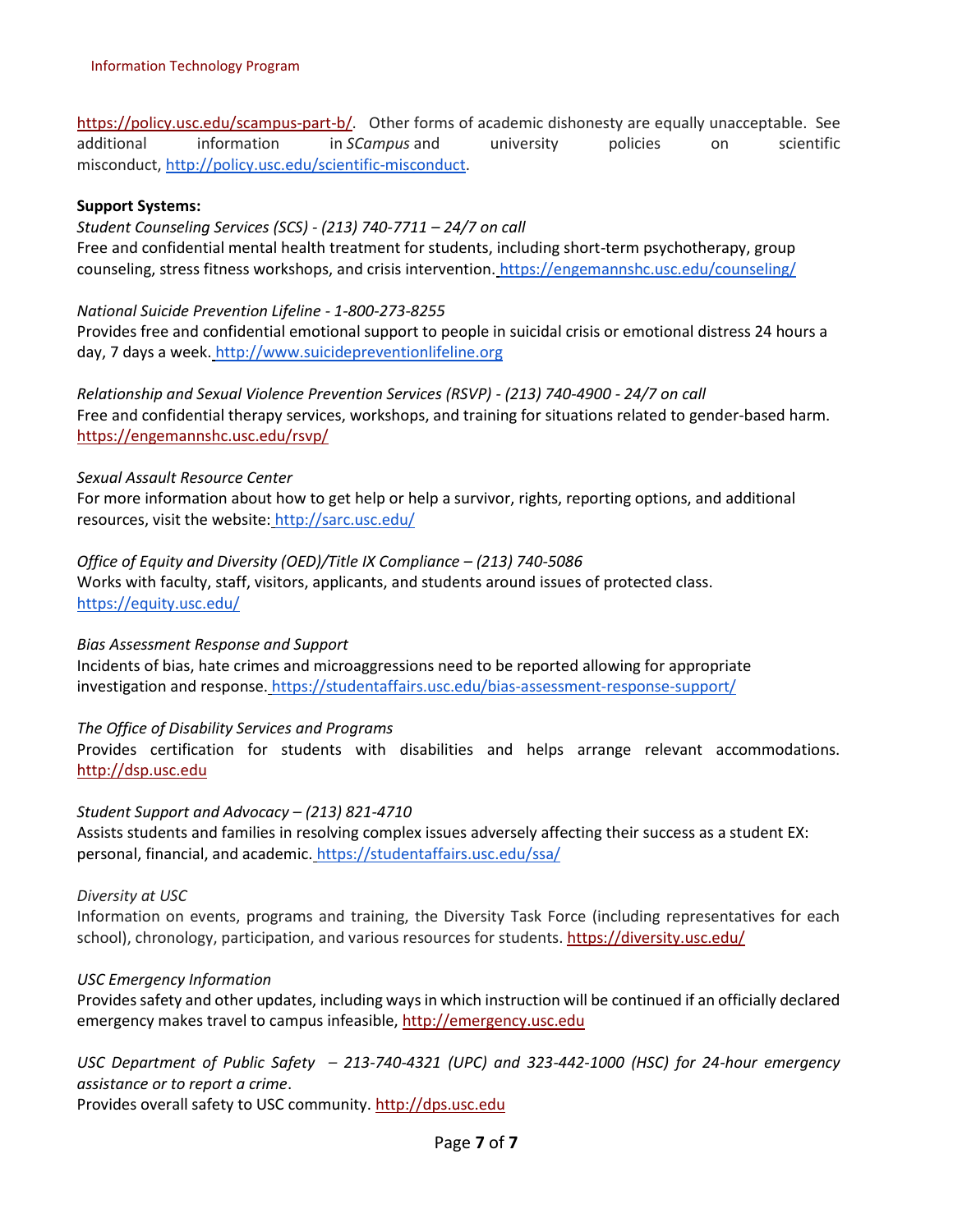https://policy.usc.edu/scampus-part-b/. Other forms of academic dishonesty are equally unacceptable. See additional information in *SCampus* and university policies on scientific misconduct, http://policy.usc.edu/scientific-misconduct.

**Support Systems:**

*Student Counseling Services (SCS) - (213) 740-7711 – 24/7 on call*
Free and confidential mental health treatment for students, including short-term psychotherapy, group counseling, stress fitness workshops, and crisis intervention. https://engemannshc.usc.edu/counseling/

*National Suicide Prevention Lifeline - 1-800-273-8255*
Provides free and confidential emotional support to people in suicidal crisis or emotional distress 24 hours a day, 7 days a week. http://www.suicidepreventionlifeline.org

*Relationship and Sexual Violence Prevention Services (RSVP) - (213) 740-4900 - 24/7 on call*
Free and confidential therapy services, workshops, and training for situations related to gender-based harm. https://engemannshc.usc.edu/rsvp/

*Sexual Assault Resource Center*
For more information about how to get help or help a survivor, rights, reporting options, and additional resources, visit the website: http://sarc.usc.edu/

*Office of Equity and Diversity (OED)/Title IX Compliance – (213) 740-5086*
Works with faculty, staff, visitors, applicants, and students around issues of protected class. https://equity.usc.edu/

*Bias Assessment Response and Support*
Incidents of bias, hate crimes and microaggressions need to be reported allowing for appropriate investigation and response. https://studentaffairs.usc.edu/bias-assessment-response-support/

*The Office of Disability Services and Programs*
Provides certification for students with disabilities and helps arrange relevant accommodations. http://dsp.usc.edu

*Student Support and Advocacy – (213) 821-4710*
Assists students and families in resolving complex issues adversely affecting their success as a student EX: personal, financial, and academic. https://studentaffairs.usc.edu/ssa/

*Diversity at USC*
Information on events, programs and training, the Diversity Task Force (including representatives for each school), chronology, participation, and various resources for students. https://diversity.usc.edu/

*USC Emergency Information*
Provides safety and other updates, including ways in which instruction will be continued if an officially declared emergency makes travel to campus infeasible, http://emergency.usc.edu

*USC Department of Public Safety – 213-740-4321 (UPC) and 323-442-1000 (HSC) for 24-hour emergency assistance or to report a crime*.
Provides overall safety to USC community. http://dps.usc.edu